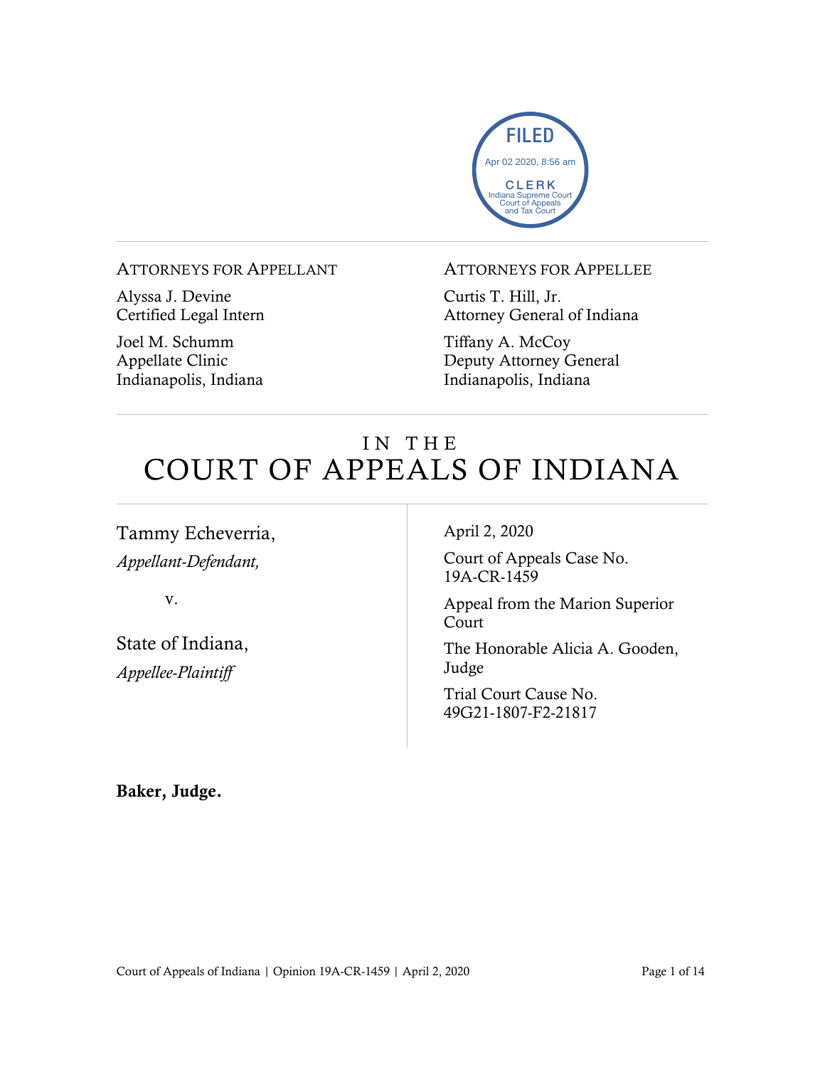FILED
Apr 02 2020, 8:56 am
CLERK
Indiana Supreme Court
Court of Appeals
and Tax Court

ATTORNEYS FOR APPELLANT

Alyssa J. Devine
Certified Legal Intern

Joel M. Schumm
Appellate Clinic
Indianapolis, Indiana

ATTORNEYS FOR APPELLEE

Curtis T. Hill, Jr.
Attorney General of Indiana

Tiffany A. McCoy
Deputy Attorney General
Indianapolis, Indiana

# IN THE COURT OF APPEALS OF INDIANA

Tammy Echeverria,
*Appellant-Defendant,*

v.

State of Indiana,
*Appellee-Plaintiff*

April 2, 2020

Court of Appeals Case No. 19A-CR-1459

Appeal from the Marion Superior Court

The Honorable Alicia A. Gooden, Judge

Trial Court Cause No. 49G21-1807-F2-21817

**Baker, Judge.**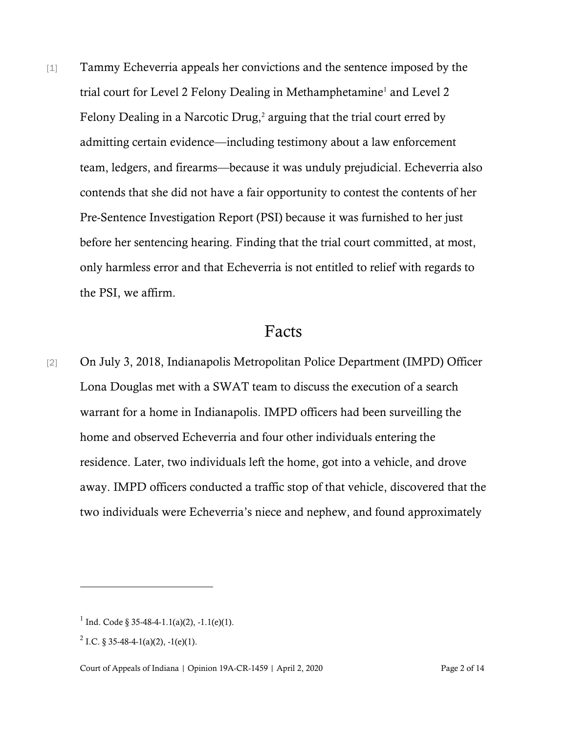[1] Tammy Echeverria appeals her convictions and the sentence imposed by the trial court for Level 2 Felony Dealing in Methamphetamine[1] and Level 2 Felony Dealing in a Narcotic Drug,[2] arguing that the trial court erred by admitting certain evidence—including testimony about a law enforcement team, ledgers, and firearms—because it was unduly prejudicial. Echeverria also contends that she did not have a fair opportunity to contest the contents of her Pre-Sentence Investigation Report (PSI) because it was furnished to her just before her sentencing hearing. Finding that the trial court committed, at most, only harmless error and that Echeverria is not entitled to relief with regards to the PSI, we affirm.

## Facts

[2] On July 3, 2018, Indianapolis Metropolitan Police Department (IMPD) Officer Lona Douglas met with a SWAT team to discuss the execution of a search warrant for a home in Indianapolis. IMPD officers had been surveilling the home and observed Echeverria and four other individuals entering the residence. Later, two individuals left the home, got into a vehicle, and drove away. IMPD officers conducted a traffic stop of that vehicle, discovered that the two individuals were Echeverria's niece and nephew, and found approximately

---

[1] Ind. Code § 35-48-4-1.1(a)(2), -1.1(e)(1).

[2] I.C. § 35-48-4-1(a)(2), -1(e)(1).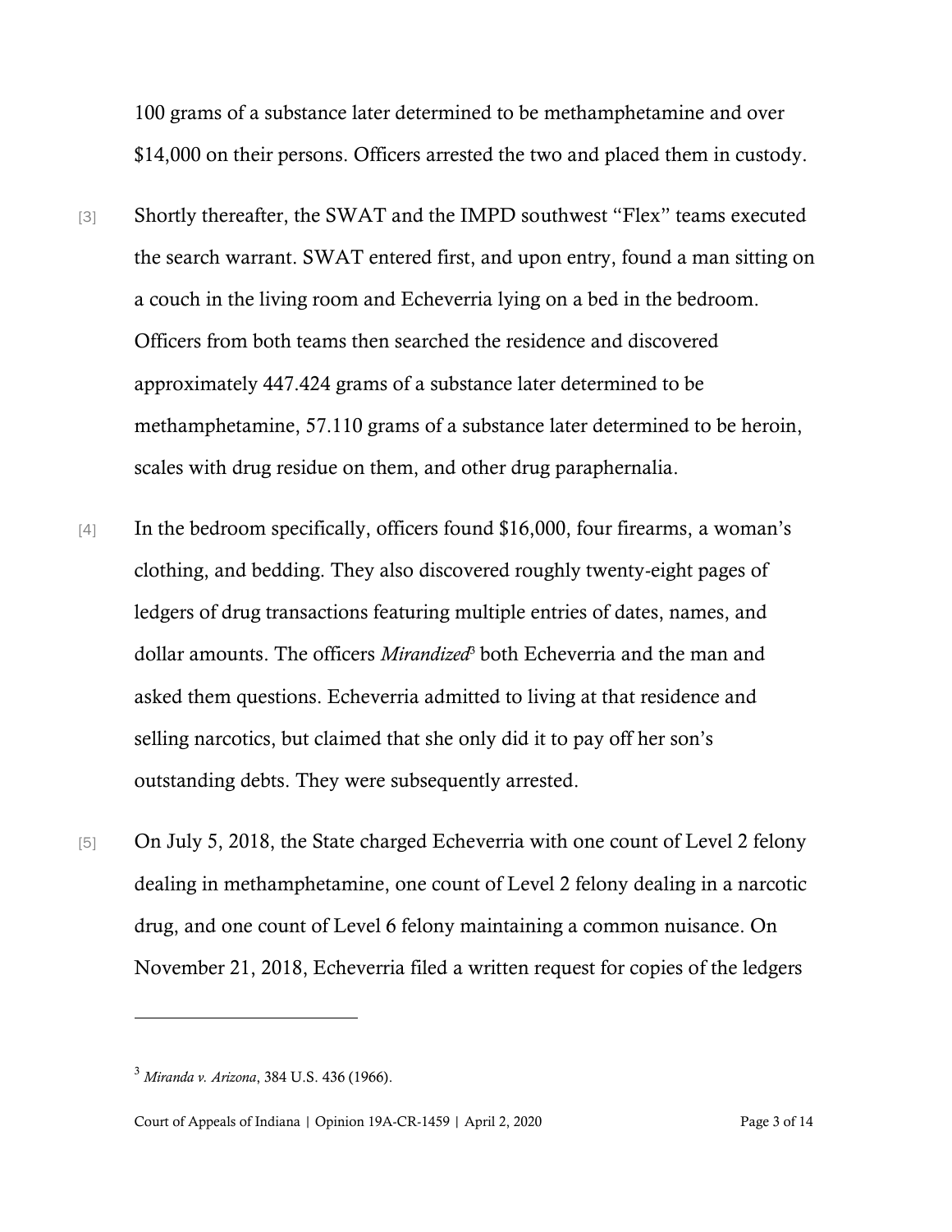100 grams of a substance later determined to be methamphetamine and over $14,000 on their persons. Officers arrested the two and placed them in custody.

[3] Shortly thereafter, the SWAT and the IMPD southwest "Flex" teams executed the search warrant. SWAT entered first, and upon entry, found a man sitting on a couch in the living room and Echeverria lying on a bed in the bedroom. Officers from both teams then searched the residence and discovered approximately 447.424 grams of a substance later determined to be methamphetamine, 57.110 grams of a substance later determined to be heroin, scales with drug residue on them, and other drug paraphernalia.

[4] In the bedroom specifically, officers found $16,000, four firearms, a woman's clothing, and bedding. They also discovered roughly twenty-eight pages of ledgers of drug transactions featuring multiple entries of dates, names, and dollar amounts. The officers *Mirandized*[3] both Echeverria and the man and asked them questions. Echeverria admitted to living at that residence and selling narcotics, but claimed that she only did it to pay off her son's outstanding debts. They were subsequently arrested.

[5] On July 5, 2018, the State charged Echeverria with one count of Level 2 felony dealing in methamphetamine, one count of Level 2 felony dealing in a narcotic drug, and one count of Level 6 felony maintaining a common nuisance. On November 21, 2018, Echeverria filed a written request for copies of the ledgers

---

[3] *Miranda v. Arizona*, 384 U.S. 436 (1966).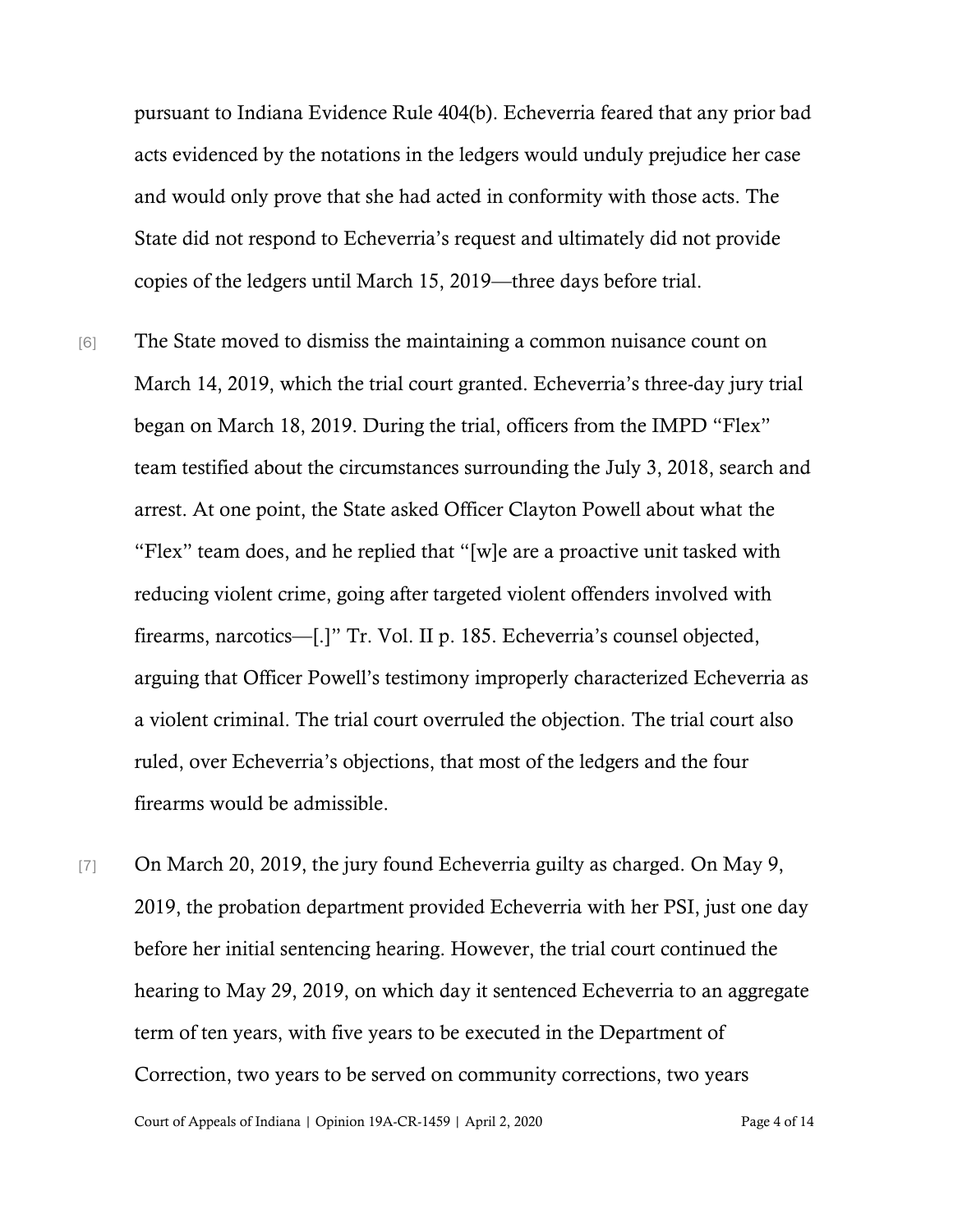pursuant to Indiana Evidence Rule 404(b). Echeverria feared that any prior bad acts evidenced by the notations in the ledgers would unduly prejudice her case and would only prove that she had acted in conformity with those acts. The State did not respond to Echeverria's request and ultimately did not provide copies of the ledgers until March 15, 2019—three days before trial.

[6] The State moved to dismiss the maintaining a common nuisance count on March 14, 2019, which the trial court granted. Echeverria's three-day jury trial began on March 18, 2019. During the trial, officers from the IMPD "Flex" team testified about the circumstances surrounding the July 3, 2018, search and arrest. At one point, the State asked Officer Clayton Powell about what the "Flex" team does, and he replied that "[w]e are a proactive unit tasked with reducing violent crime, going after targeted violent offenders involved with firearms, narcotics—[.]" Tr. Vol. II p. 185. Echeverria's counsel objected, arguing that Officer Powell's testimony improperly characterized Echeverria as a violent criminal. The trial court overruled the objection. The trial court also ruled, over Echeverria's objections, that most of the ledgers and the four firearms would be admissible.

[7] On March 20, 2019, the jury found Echeverria guilty as charged. On May 9, 2019, the probation department provided Echeverria with her PSI, just one day before her initial sentencing hearing. However, the trial court continued the hearing to May 29, 2019, on which day it sentenced Echeverria to an aggregate term of ten years, with five years to be executed in the Department of Correction, two years to be served on community corrections, two years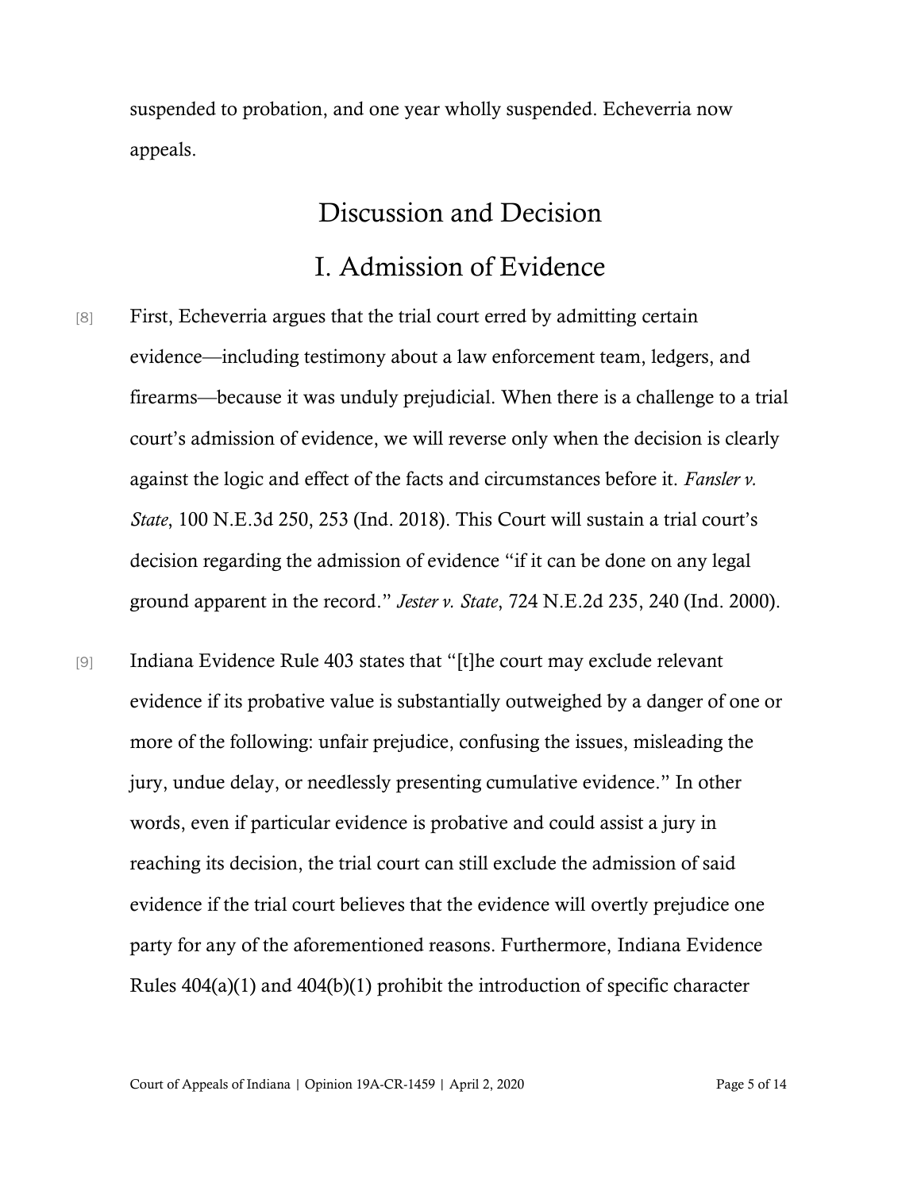suspended to probation, and one year wholly suspended. Echeverria now appeals.

# Discussion and Decision

## I. Admission of Evidence

[8] First, Echeverria argues that the trial court erred by admitting certain evidence—including testimony about a law enforcement team, ledgers, and firearms—because it was unduly prejudicial. When there is a challenge to a trial court's admission of evidence, we will reverse only when the decision is clearly against the logic and effect of the facts and circumstances before it. *Fansler v. State*, 100 N.E.3d 250, 253 (Ind. 2018). This Court will sustain a trial court's decision regarding the admission of evidence "if it can be done on any legal ground apparent in the record." *Jester v. State*, 724 N.E.2d 235, 240 (Ind. 2000).

[9] Indiana Evidence Rule 403 states that "[t]he court may exclude relevant evidence if its probative value is substantially outweighed by a danger of one or more of the following: unfair prejudice, confusing the issues, misleading the jury, undue delay, or needlessly presenting cumulative evidence." In other words, even if particular evidence is probative and could assist a jury in reaching its decision, the trial court can still exclude the admission of said evidence if the trial court believes that the evidence will overtly prejudice one party for any of the aforementioned reasons. Furthermore, Indiana Evidence Rules 404(a)(1) and 404(b)(1) prohibit the introduction of specific character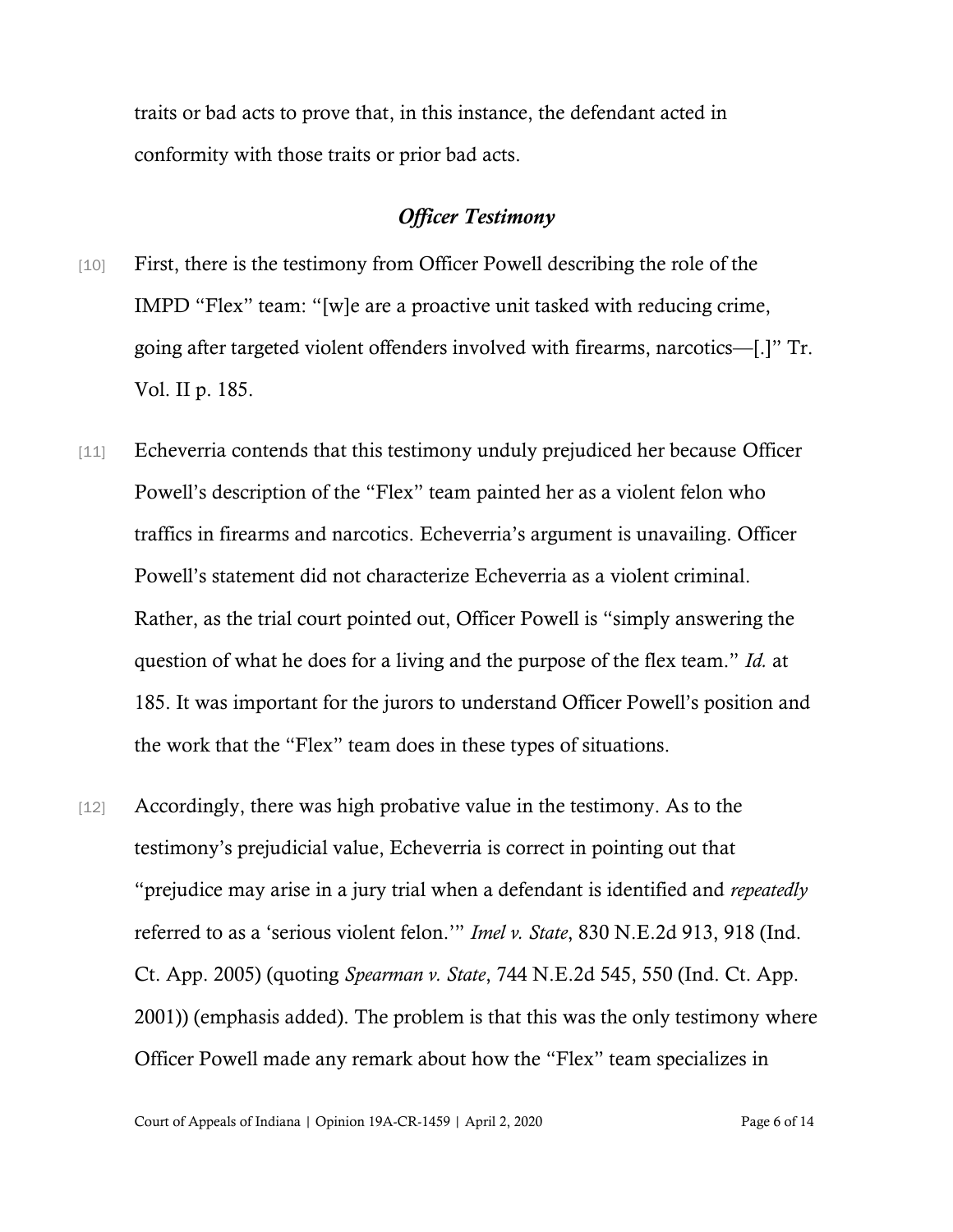traits or bad acts to prove that, in this instance, the defendant acted in conformity with those traits or prior bad acts.

### *Officer Testimony*

[10] First, there is the testimony from Officer Powell describing the role of the IMPD "Flex" team: "[w]e are a proactive unit tasked with reducing crime, going after targeted violent offenders involved with firearms, narcotics—[.]" Tr. Vol. II p. 185.

[11] Echeverria contends that this testimony unduly prejudiced her because Officer Powell's description of the "Flex" team painted her as a violent felon who traffics in firearms and narcotics. Echeverria's argument is unavailing. Officer Powell's statement did not characterize Echeverria as a violent criminal. Rather, as the trial court pointed out, Officer Powell is "simply answering the question of what he does for a living and the purpose of the flex team." *Id.* at 185. It was important for the jurors to understand Officer Powell's position and the work that the "Flex" team does in these types of situations.

[12] Accordingly, there was high probative value in the testimony. As to the testimony's prejudicial value, Echeverria is correct in pointing out that "prejudice may arise in a jury trial when a defendant is identified and *repeatedly* referred to as a 'serious violent felon.'" *Imel v. State*, 830 N.E.2d 913, 918 (Ind. Ct. App. 2005) (quoting *Spearman v. State*, 744 N.E.2d 545, 550 (Ind. Ct. App. 2001)) (emphasis added). The problem is that this was the only testimony where Officer Powell made any remark about how the "Flex" team specializes in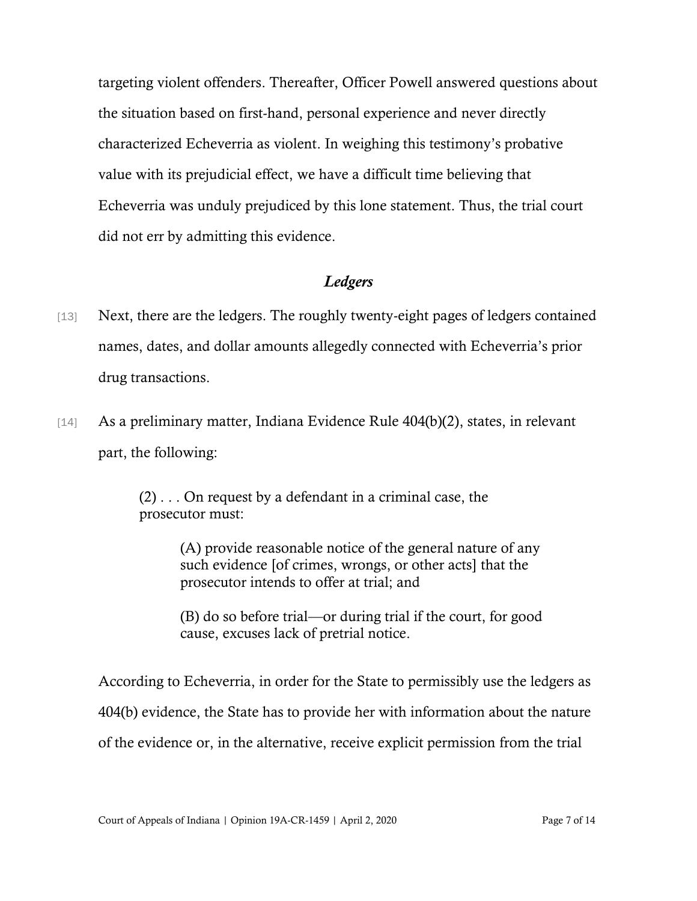targeting violent offenders. Thereafter, Officer Powell answered questions about the situation based on first-hand, personal experience and never directly characterized Echeverria as violent. In weighing this testimony's probative value with its prejudicial effect, we have a difficult time believing that Echeverria was unduly prejudiced by this lone statement. Thus, the trial court did not err by admitting this evidence.

### *Ledgers*

[13] Next, there are the ledgers. The roughly twenty-eight pages of ledgers contained names, dates, and dollar amounts allegedly connected with Echeverria's prior drug transactions.

[14] As a preliminary matter, Indiana Evidence Rule 404(b)(2), states, in relevant part, the following:

> (2) . . . On request by a defendant in a criminal case, the prosecutor must:
>
> > (A) provide reasonable notice of the general nature of any such evidence [of crimes, wrongs, or other acts] that the prosecutor intends to offer at trial; and
> >
> > (B) do so before trial—or during trial if the court, for good cause, excuses lack of pretrial notice.

According to Echeverria, in order for the State to permissibly use the ledgers as 404(b) evidence, the State has to provide her with information about the nature of the evidence or, in the alternative, receive explicit permission from the trial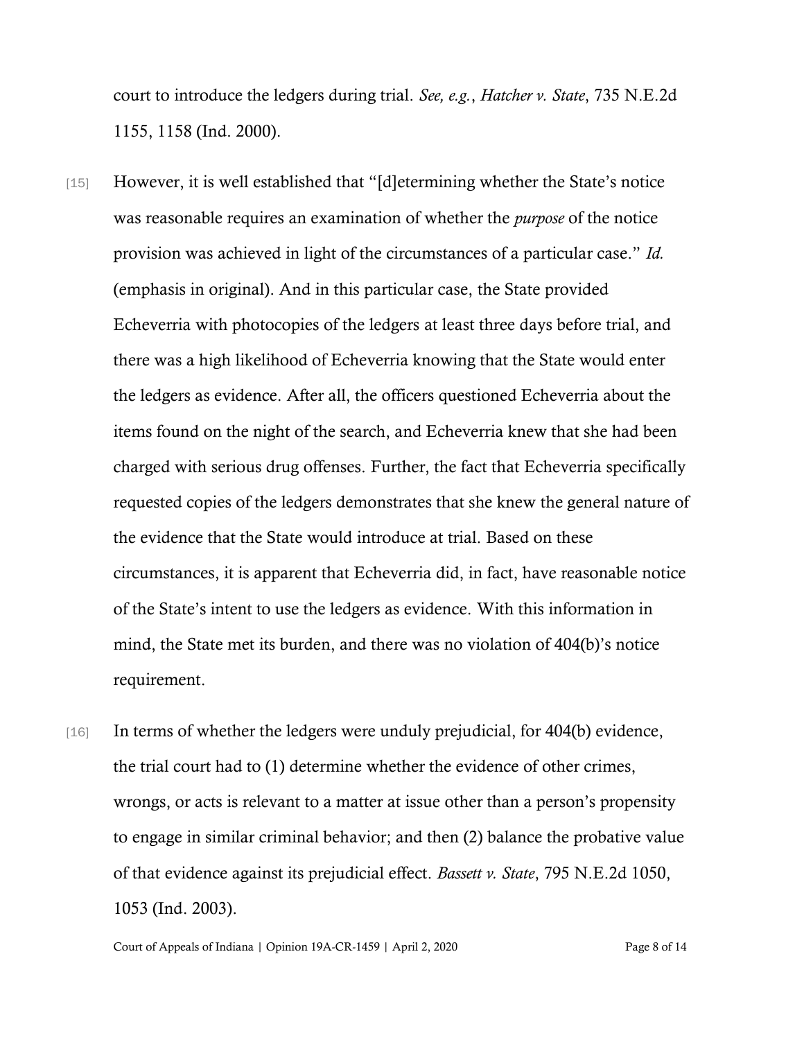court to introduce the ledgers during trial. *See, e.g.*, *Hatcher v. State*, 735 N.E.2d 1155, 1158 (Ind. 2000).

[15] However, it is well established that "[d]etermining whether the State's notice was reasonable requires an examination of whether the *purpose* of the notice provision was achieved in light of the circumstances of a particular case." *Id.* (emphasis in original). And in this particular case, the State provided Echeverria with photocopies of the ledgers at least three days before trial, and there was a high likelihood of Echeverria knowing that the State would enter the ledgers as evidence. After all, the officers questioned Echeverria about the items found on the night of the search, and Echeverria knew that she had been charged with serious drug offenses. Further, the fact that Echeverria specifically requested copies of the ledgers demonstrates that she knew the general nature of the evidence that the State would introduce at trial. Based on these circumstances, it is apparent that Echeverria did, in fact, have reasonable notice of the State's intent to use the ledgers as evidence. With this information in mind, the State met its burden, and there was no violation of 404(b)'s notice requirement.

[16] In terms of whether the ledgers were unduly prejudicial, for 404(b) evidence, the trial court had to (1) determine whether the evidence of other crimes, wrongs, or acts is relevant to a matter at issue other than a person's propensity to engage in similar criminal behavior; and then (2) balance the probative value of that evidence against its prejudicial effect. *Bassett v. State*, 795 N.E.2d 1050, 1053 (Ind. 2003).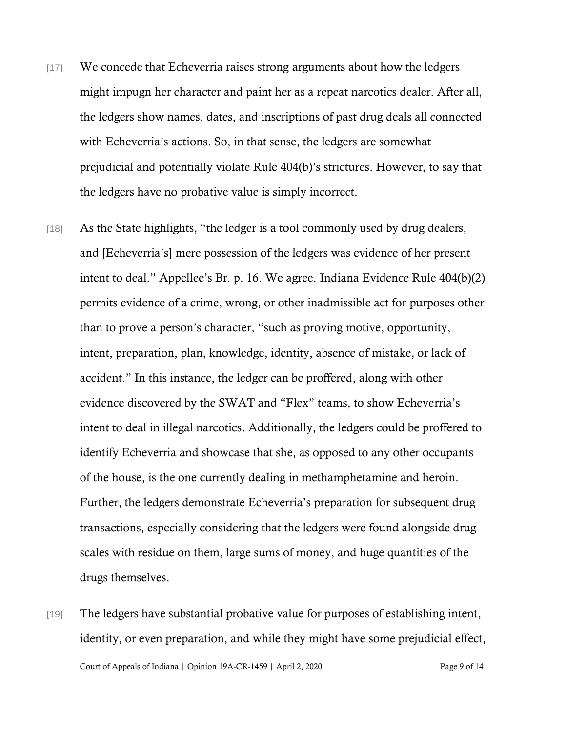[17] We concede that Echeverria raises strong arguments about how the ledgers might impugn her character and paint her as a repeat narcotics dealer. After all, the ledgers show names, dates, and inscriptions of past drug deals all connected with Echeverria's actions. So, in that sense, the ledgers are somewhat prejudicial and potentially violate Rule 404(b)'s strictures. However, to say that the ledgers have no probative value is simply incorrect.

[18] As the State highlights, "the ledger is a tool commonly used by drug dealers, and [Echeverria's] mere possession of the ledgers was evidence of her present intent to deal." Appellee's Br. p. 16. We agree. Indiana Evidence Rule 404(b)(2) permits evidence of a crime, wrong, or other inadmissible act for purposes other than to prove a person's character, "such as proving motive, opportunity, intent, preparation, plan, knowledge, identity, absence of mistake, or lack of accident." In this instance, the ledger can be proffered, along with other evidence discovered by the SWAT and "Flex" teams, to show Echeverria's intent to deal in illegal narcotics. Additionally, the ledgers could be proffered to identify Echeverria and showcase that she, as opposed to any other occupants of the house, is the one currently dealing in methamphetamine and heroin. Further, the ledgers demonstrate Echeverria's preparation for subsequent drug transactions, especially considering that the ledgers were found alongside drug scales with residue on them, large sums of money, and huge quantities of the drugs themselves.

[19] The ledgers have substantial probative value for purposes of establishing intent, identity, or even preparation, and while they might have some prejudicial effect,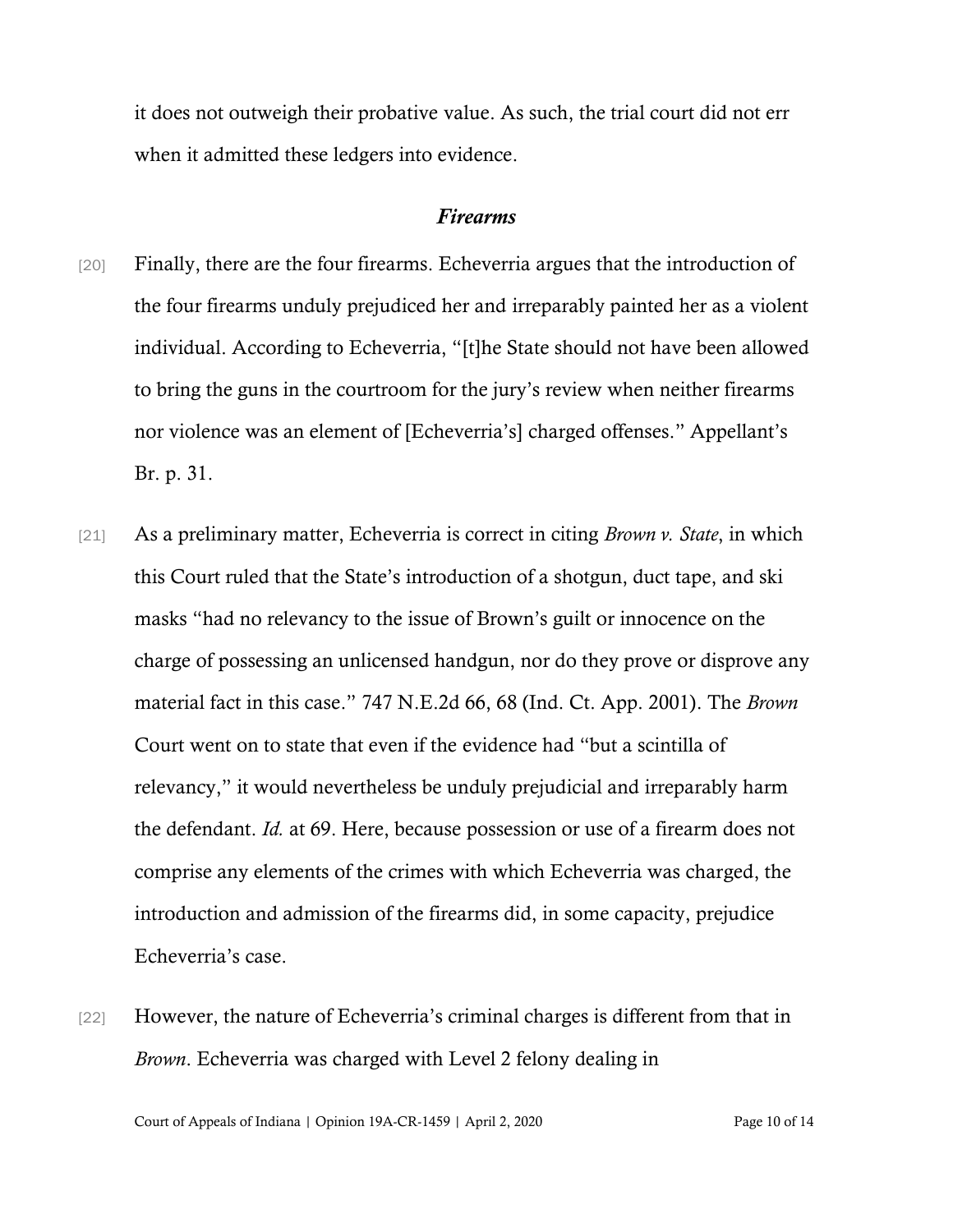it does not outweigh their probative value. As such, the trial court did not err when it admitted these ledgers into evidence.

### *Firearms*

[20] Finally, there are the four firearms. Echeverria argues that the introduction of the four firearms unduly prejudiced her and irreparably painted her as a violent individual. According to Echeverria, "[t]he State should not have been allowed to bring the guns in the courtroom for the jury's review when neither firearms nor violence was an element of [Echeverria's] charged offenses." Appellant's Br. p. 31.

[21] As a preliminary matter, Echeverria is correct in citing *Brown v. State*, in which this Court ruled that the State's introduction of a shotgun, duct tape, and ski masks "had no relevancy to the issue of Brown's guilt or innocence on the charge of possessing an unlicensed handgun, nor do they prove or disprove any material fact in this case." 747 N.E.2d 66, 68 (Ind. Ct. App. 2001). The *Brown* Court went on to state that even if the evidence had "but a scintilla of relevancy," it would nevertheless be unduly prejudicial and irreparably harm the defendant. *Id.* at 69. Here, because possession or use of a firearm does not comprise any elements of the crimes with which Echeverria was charged, the introduction and admission of the firearms did, in some capacity, prejudice Echeverria's case.

[22] However, the nature of Echeverria's criminal charges is different from that in *Brown*. Echeverria was charged with Level 2 felony dealing in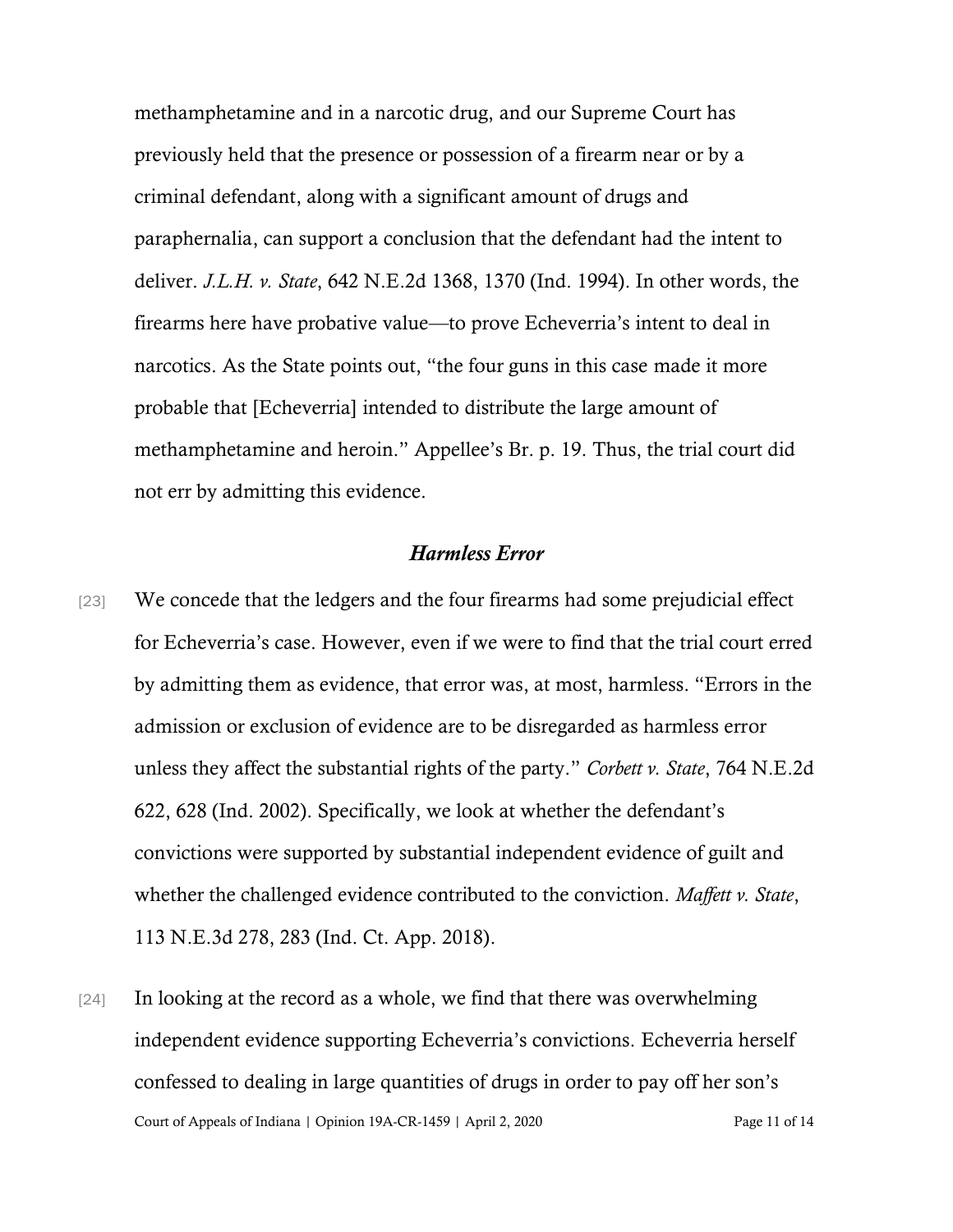methamphetamine and in a narcotic drug, and our Supreme Court has previously held that the presence or possession of a firearm near or by a criminal defendant, along with a significant amount of drugs and paraphernalia, can support a conclusion that the defendant had the intent to deliver. *J.L.H. v. State*, 642 N.E.2d 1368, 1370 (Ind. 1994). In other words, the firearms here have probative value—to prove Echeverria's intent to deal in narcotics. As the State points out, "the four guns in this case made it more probable that [Echeverria] intended to distribute the large amount of methamphetamine and heroin." Appellee's Br. p. 19. Thus, the trial court did not err by admitting this evidence.

### *Harmless Error*

[23] We concede that the ledgers and the four firearms had some prejudicial effect for Echeverria's case. However, even if we were to find that the trial court erred by admitting them as evidence, that error was, at most, harmless. "Errors in the admission or exclusion of evidence are to be disregarded as harmless error unless they affect the substantial rights of the party." *Corbett v. State*, 764 N.E.2d 622, 628 (Ind. 2002). Specifically, we look at whether the defendant's convictions were supported by substantial independent evidence of guilt and whether the challenged evidence contributed to the conviction. *Maffett v. State*, 113 N.E.3d 278, 283 (Ind. Ct. App. 2018).

[24] In looking at the record as a whole, we find that there was overwhelming independent evidence supporting Echeverria's convictions. Echeverria herself confessed to dealing in large quantities of drugs in order to pay off her son's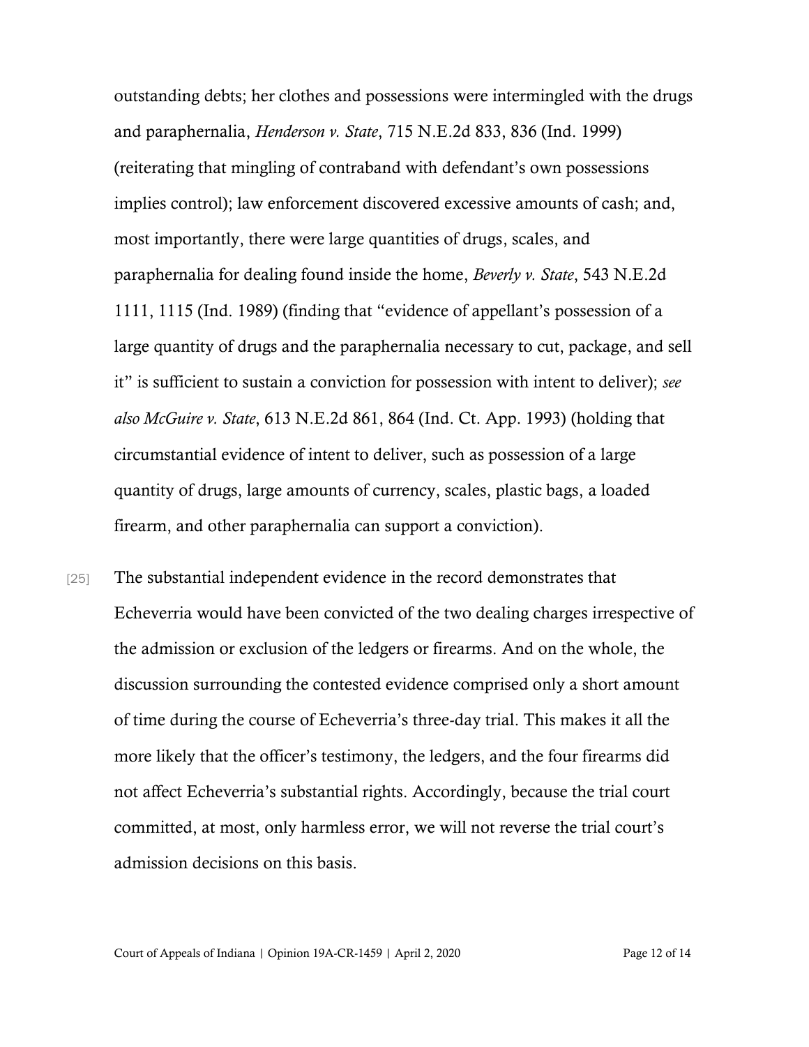outstanding debts; her clothes and possessions were intermingled with the drugs and paraphernalia, *Henderson v. State*, 715 N.E.2d 833, 836 (Ind. 1999) (reiterating that mingling of contraband with defendant's own possessions implies control); law enforcement discovered excessive amounts of cash; and, most importantly, there were large quantities of drugs, scales, and paraphernalia for dealing found inside the home, *Beverly v. State*, 543 N.E.2d 1111, 1115 (Ind. 1989) (finding that "evidence of appellant's possession of a large quantity of drugs and the paraphernalia necessary to cut, package, and sell it" is sufficient to sustain a conviction for possession with intent to deliver); *see also McGuire v. State*, 613 N.E.2d 861, 864 (Ind. Ct. App. 1993) (holding that circumstantial evidence of intent to deliver, such as possession of a large quantity of drugs, large amounts of currency, scales, plastic bags, a loaded firearm, and other paraphernalia can support a conviction).

[25] The substantial independent evidence in the record demonstrates that Echeverria would have been convicted of the two dealing charges irrespective of the admission or exclusion of the ledgers or firearms. And on the whole, the discussion surrounding the contested evidence comprised only a short amount of time during the course of Echeverria's three-day trial. This makes it all the more likely that the officer's testimony, the ledgers, and the four firearms did not affect Echeverria's substantial rights. Accordingly, because the trial court committed, at most, only harmless error, we will not reverse the trial court's admission decisions on this basis.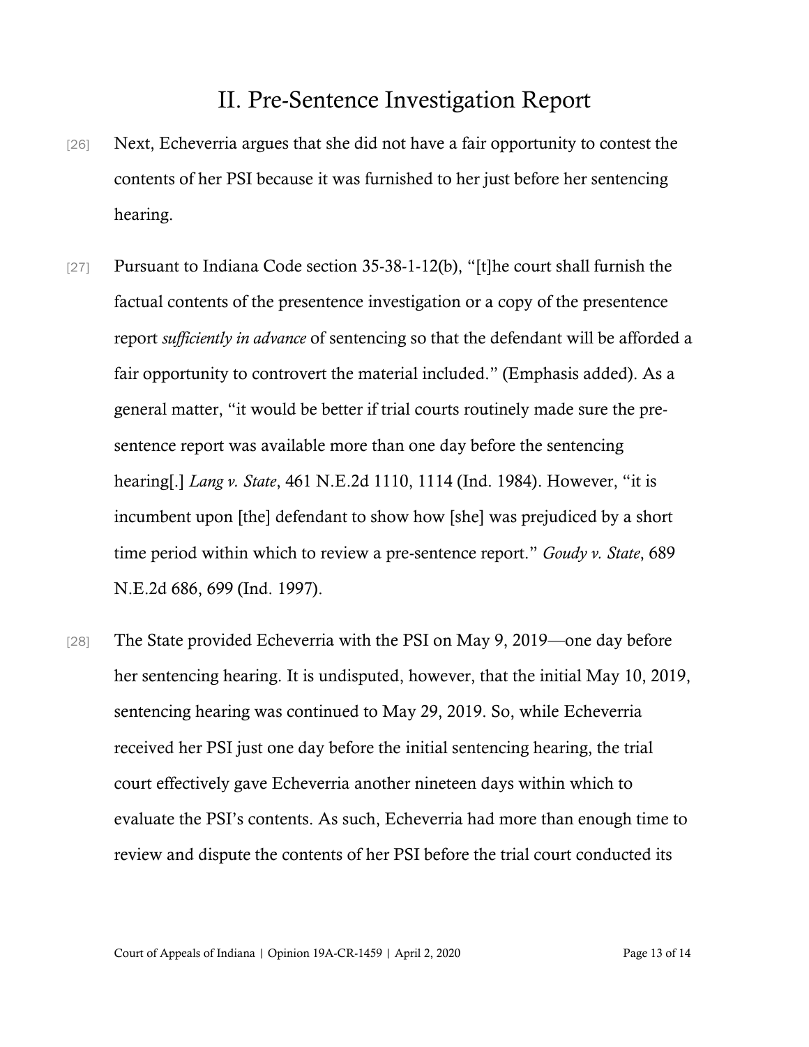## II. Pre-Sentence Investigation Report

[26] Next, Echeverria argues that she did not have a fair opportunity to contest the contents of her PSI because it was furnished to her just before her sentencing hearing.

[27] Pursuant to Indiana Code section 35-38-1-12(b), "[t]he court shall furnish the factual contents of the presentence investigation or a copy of the presentence report *sufficiently in advance* of sentencing so that the defendant will be afforded a fair opportunity to controvert the material included." (Emphasis added). As a general matter, "it would be better if trial courts routinely made sure the pre-sentence report was available more than one day before the sentencing hearing[.] *Lang v. State*, 461 N.E.2d 1110, 1114 (Ind. 1984). However, "it is incumbent upon [the] defendant to show how [she] was prejudiced by a short time period within which to review a pre-sentence report." *Goudy v. State*, 689 N.E.2d 686, 699 (Ind. 1997).

[28] The State provided Echeverria with the PSI on May 9, 2019—one day before her sentencing hearing. It is undisputed, however, that the initial May 10, 2019, sentencing hearing was continued to May 29, 2019. So, while Echeverria received her PSI just one day before the initial sentencing hearing, the trial court effectively gave Echeverria another nineteen days within which to evaluate the PSI's contents. As such, Echeverria had more than enough time to review and dispute the contents of her PSI before the trial court conducted its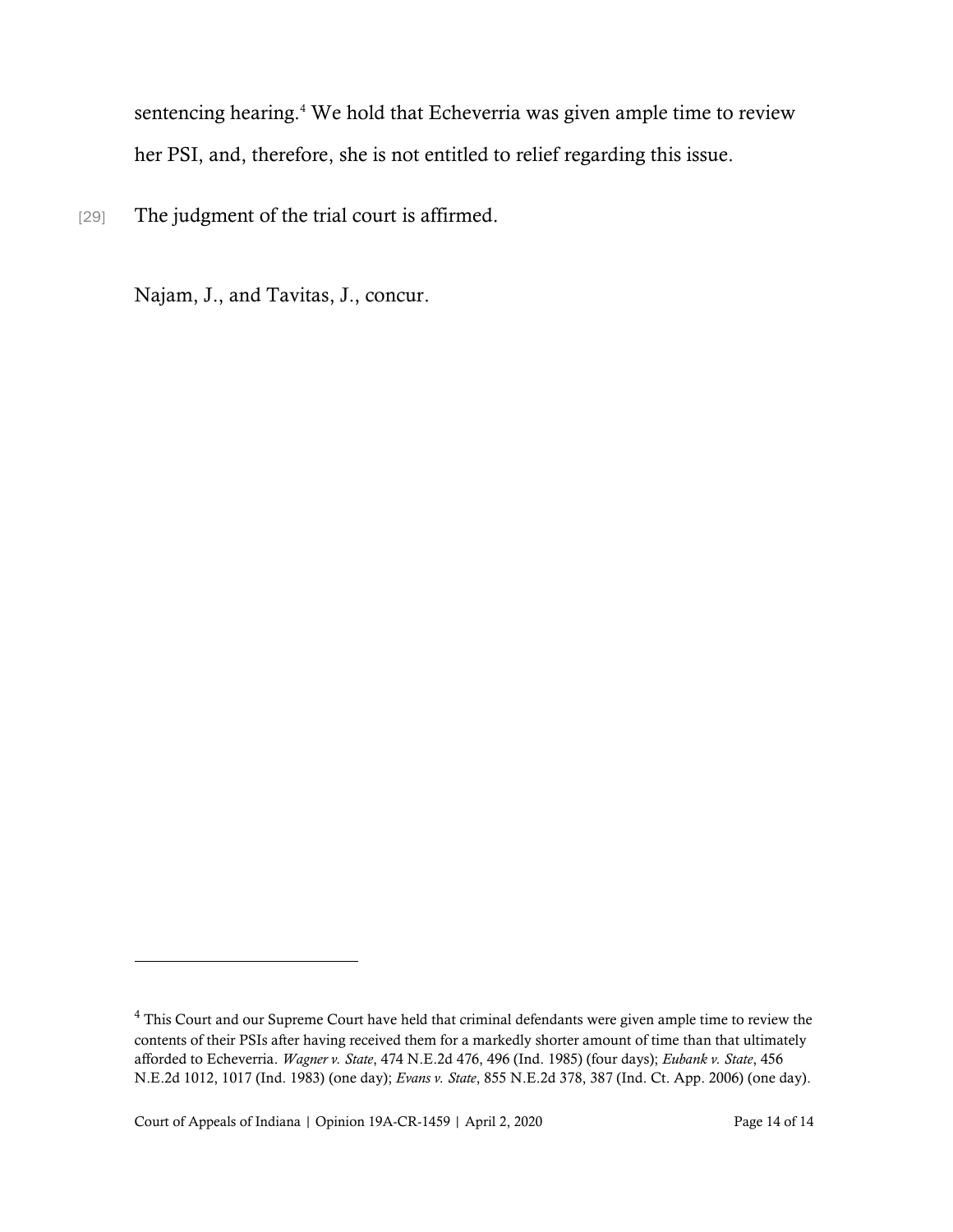sentencing hearing.[4] We hold that Echeverria was given ample time to review her PSI, and, therefore, she is not entitled to relief regarding this issue.

[29] The judgment of the trial court is affirmed.

Najam, J., and Tavitas, J., concur.

---

[4] This Court and our Supreme Court have held that criminal defendants were given ample time to review the contents of their PSIs after having received them for a markedly shorter amount of time than that ultimately afforded to Echeverria. *Wagner v. State*, 474 N.E.2d 476, 496 (Ind. 1985) (four days); *Eubank v. State*, 456 N.E.2d 1012, 1017 (Ind. 1983) (one day); *Evans v. State*, 855 N.E.2d 378, 387 (Ind. Ct. App. 2006) (one day).